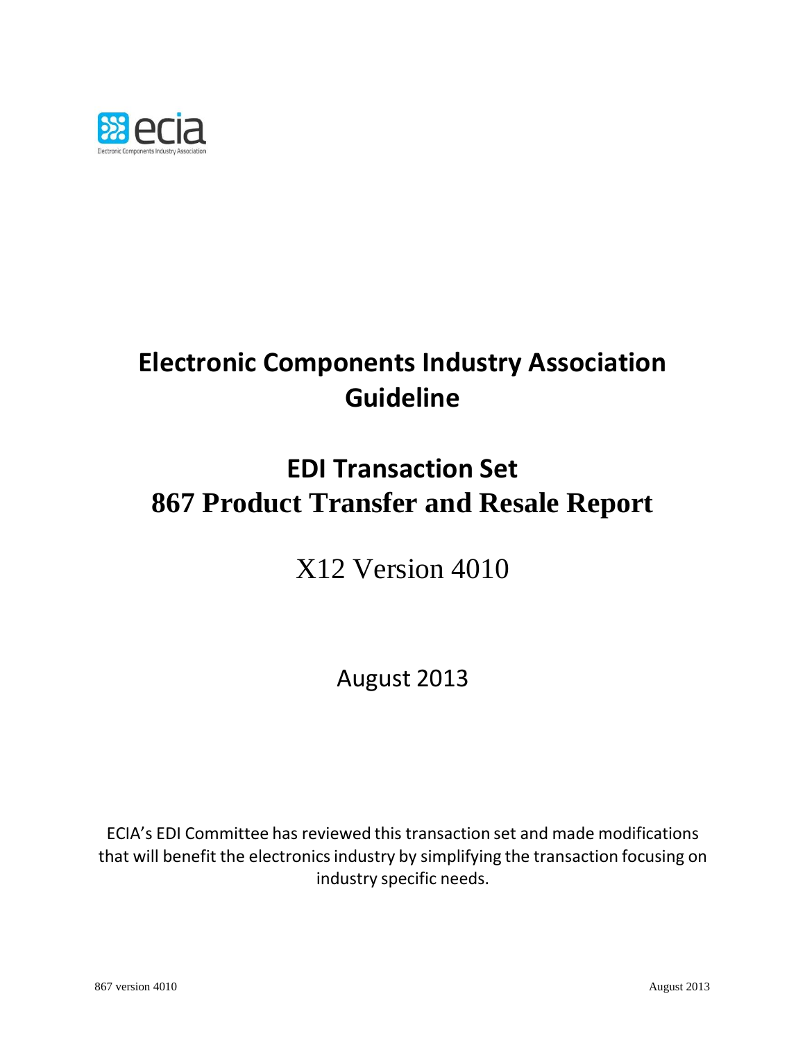ecia

Electronic Components Industry Association

# Electronic Components Industry Association Guideline

# EDI Transaction Set
# 867 Product Transfer and Resale Report

## X12 Version 4010

August 2013

ECIA's EDI Committee has reviewed this transaction set and made modifications that will benefit the electronics industry by simplifying the transaction focusing on industry specific needs.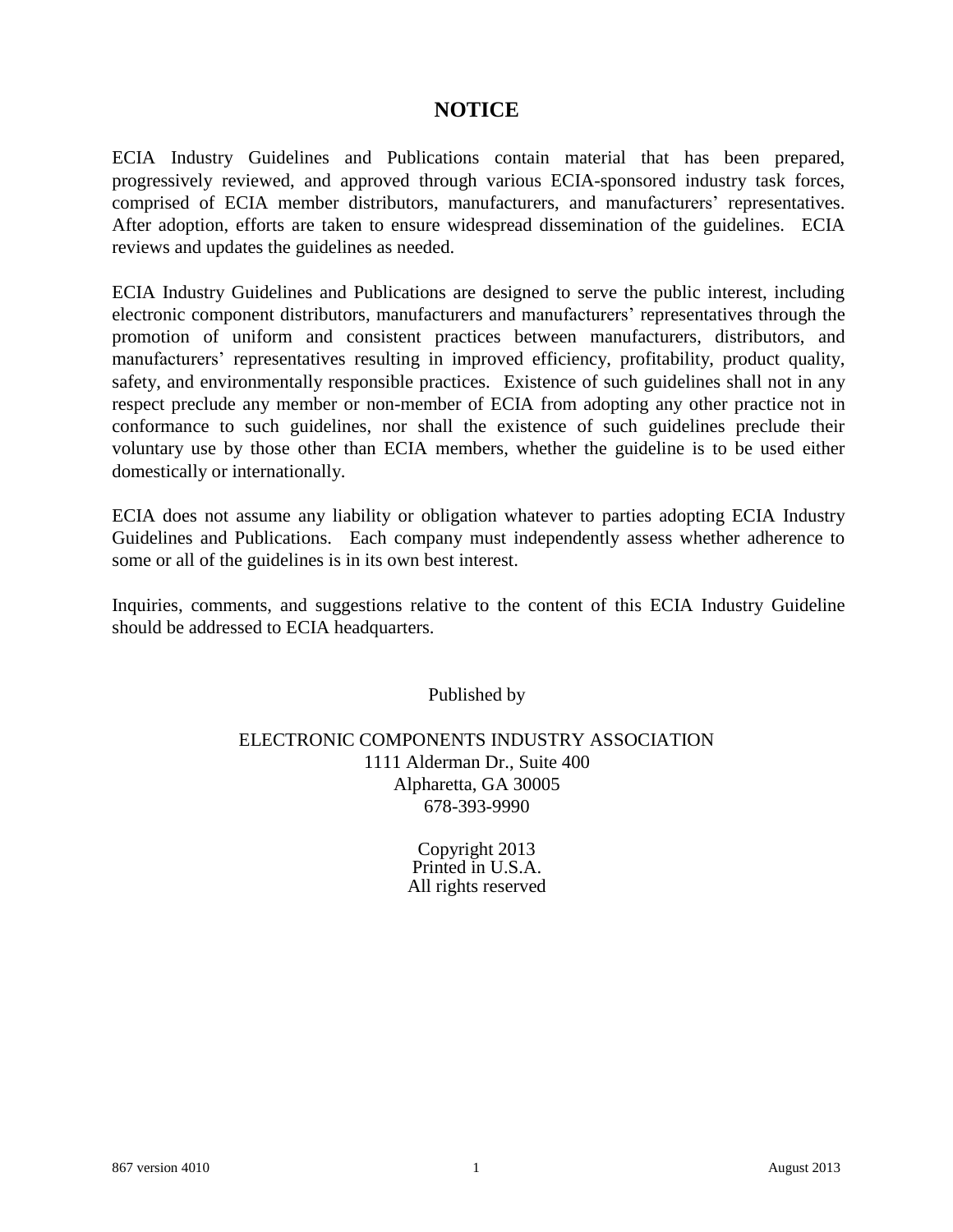# NOTICE

ECIA Industry Guidelines and Publications contain material that has been prepared, progressively reviewed, and approved through various ECIA-sponsored industry task forces, comprised of ECIA member distributors, manufacturers, and manufacturers' representatives. After adoption, efforts are taken to ensure widespread dissemination of the guidelines. ECIA reviews and updates the guidelines as needed.

ECIA Industry Guidelines and Publications are designed to serve the public interest, including electronic component distributors, manufacturers and manufacturers' representatives through the promotion of uniform and consistent practices between manufacturers, distributors, and manufacturers' representatives resulting in improved efficiency, profitability, product quality, safety, and environmentally responsible practices. Existence of such guidelines shall not in any respect preclude any member or non-member of ECIA from adopting any other practice not in conformance to such guidelines, nor shall the existence of such guidelines preclude their voluntary use by those other than ECIA members, whether the guideline is to be used either domestically or internationally.

ECIA does not assume any liability or obligation whatever to parties adopting ECIA Industry Guidelines and Publications. Each company must independently assess whether adherence to some or all of the guidelines is in its own best interest.

Inquiries, comments, and suggestions relative to the content of this ECIA Industry Guideline should be addressed to ECIA headquarters.

Published by

ELECTRONIC COMPONENTS INDUSTRY ASSOCIATION
1111 Alderman Dr., Suite 400
Alpharetta, GA 30005
678-393-9990

Copyright 2013
Printed in U.S.A.
All rights reserved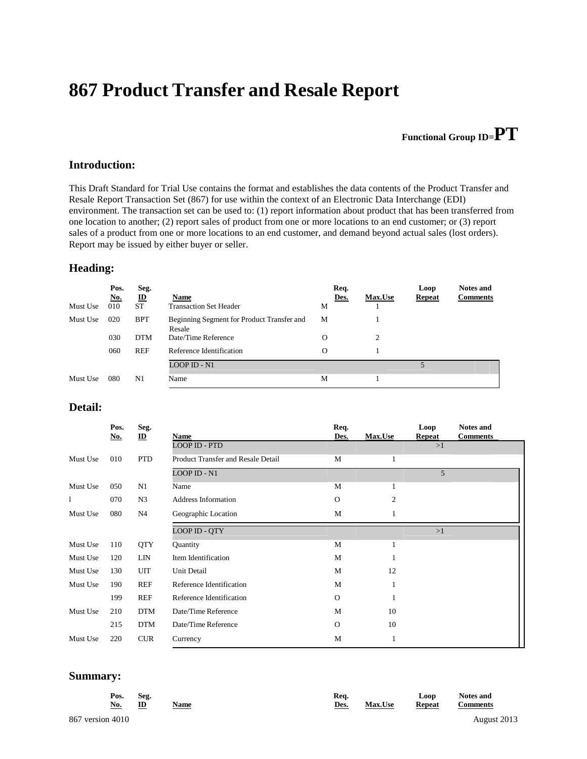# 867 Product Transfer and Resale Report

**Functional Group ID=PT**

## Introduction:

This Draft Standard for Trial Use contains the format and establishes the data contents of the Product Transfer and Resale Report Transaction Set (867) for use within the context of an Electronic Data Interchange (EDI) environment. The transaction set can be used to: (1) report information about product that has been transferred from one location to another; (2) report sales of product from one or more locations to an end customer; or (3) report sales of a product from one or more locations to an end customer, and demand beyond actual sales (lost orders). Report may be issued by either buyer or seller.

## Heading:

| | Pos. No. | Seg. ID | Name | Req. Des. | Max.Use | Loop Repeat | Notes and Comments |
|---|---|---|---|---|---|---|---|
| Must Use | 010 | ST | Transaction Set Header | M | 1 | | |
| Must Use | 020 | BPT | Beginning Segment for Product Transfer and Resale | M | 1 | | |
| | 030 | DTM | Date/Time Reference | O | 2 | | |
| | 060 | REF | Reference Identification | O | 1 | | |
| | | | LOOP ID - N1 | | | 5 | |
| Must Use | 080 | N1 | Name | M | 1 | | |

## Detail:

| | Pos. No. | Seg. ID | Name | Req. Des. | Max.Use | Loop Repeat | Notes and Comments |
|---|---|---|---|---|---|---|---|
| | | | LOOP ID - PTD | | | >1 | |
| Must Use | 010 | PTD | Product Transfer and Resale Detail | M | 1 | | |
| | | | LOOP ID - N1 | | | 5 | |
| Must Use | 050 | N1 | Name | M | 1 | | |
| l | 070 | N3 | Address Information | O | 2 | | |
| Must Use | 080 | N4 | Geographic Location | M | 1 | | |
| | | | LOOP ID - QTY | | | >1 | |
| Must Use | 110 | QTY | Quantity | M | 1 | | |
| Must Use | 120 | LIN | Item Identification | M | 1 | | |
| Must Use | 130 | UIT | Unit Detail | M | 12 | | |
| Must Use | 190 | REF | Reference Identification | M | 1 | | |
| | 199 | REF | Reference Identification | O | 1 | | |
| Must Use | 210 | DTM | Date/Time Reference | M | 10 | | |
| | 215 | DTM | Date/Time Reference | O | 10 | | |
| Must Use | 220 | CUR | Currency | M | 1 | | |

## Summary:

| | Pos. No. | Seg. ID | Name | Req. Des. | Max.Use | Loop Repeat | Notes and Comments |
|---|---|---|---|---|---|---|---|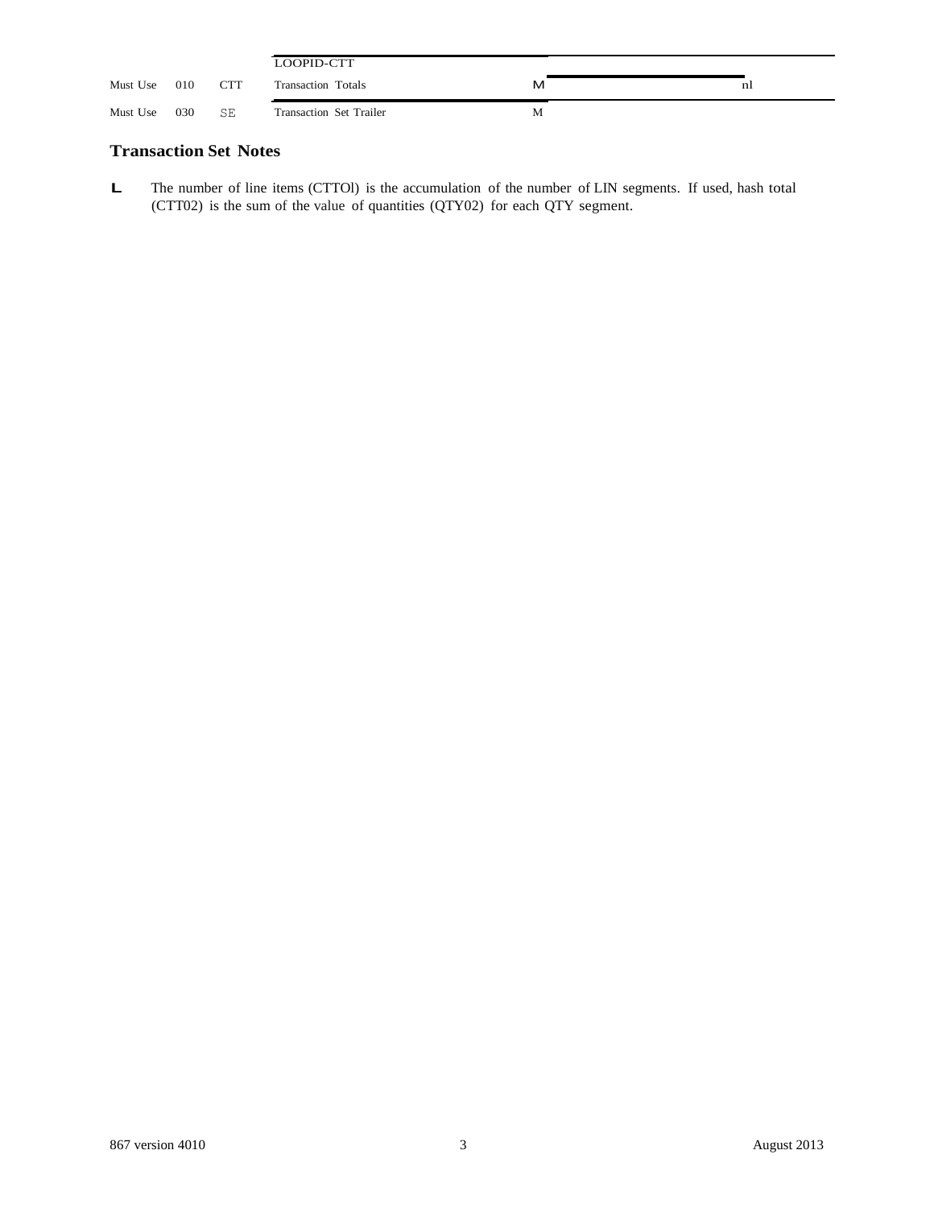| | | | LOOPID-CTT | | | |
|---|---|---|---|---|---|---|
| Must Use | 010 | CTT | Transaction Totals | M | | nl |
| Must Use | 030 | SE | Transaction Set Trailer | M | | |

## Transaction Set Notes

L. The number of line items (CTTOl) is the accumulation of the number of LIN segments. If used, hash total (CTT02) is the sum of the value of quantities (QTY02) for each QTY segment.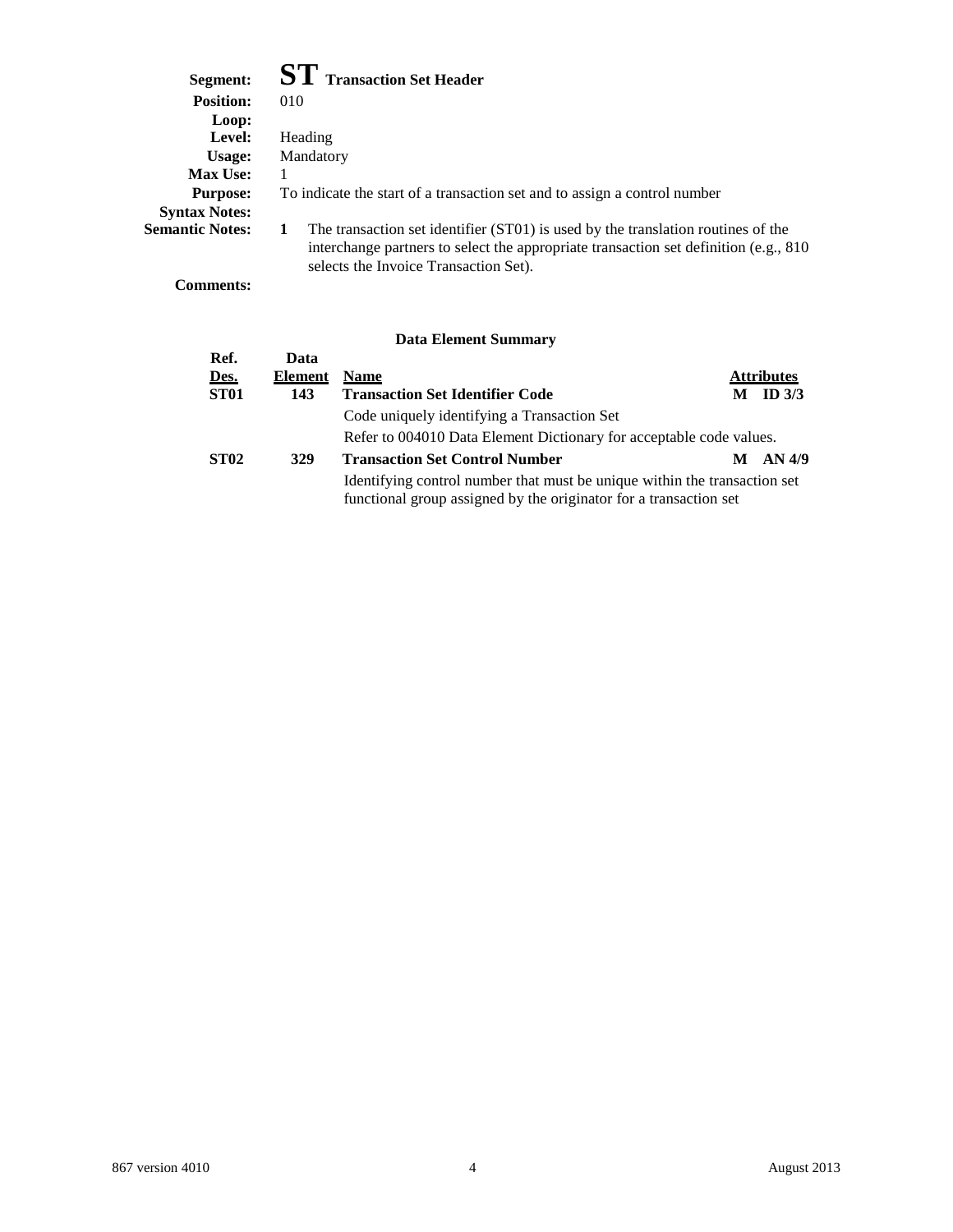**Segment:** **ST** **Transaction Set Header**
**Position:** 010
**Loop:**
**Level:** Heading
**Usage:** Mandatory
**Max Use:** 1
**Purpose:** To indicate the start of a transaction set and to assign a control number
**Syntax Notes:**
**Semantic Notes:** **1** The transaction set identifier (ST01) is used by the translation routines of the interchange partners to select the appropriate transaction set definition (e.g., 810 selects the Invoice Transaction Set).
**Comments:**

**Data Element Summary**

| Ref. Des. | Data Element | Name | Attributes |
|---|---|---|---|
| **ST01** | **143** | **Transaction Set Identifier Code** | **M ID 3/3** |
| | | Code uniquely identifying a Transaction Set | |
| | | Refer to 004010 Data Element Dictionary for acceptable code values. | |
| **ST02** | **329** | **Transaction Set Control Number** | **M AN 4/9** |
| | | Identifying control number that must be unique within the transaction set functional group assigned by the originator for a transaction set | |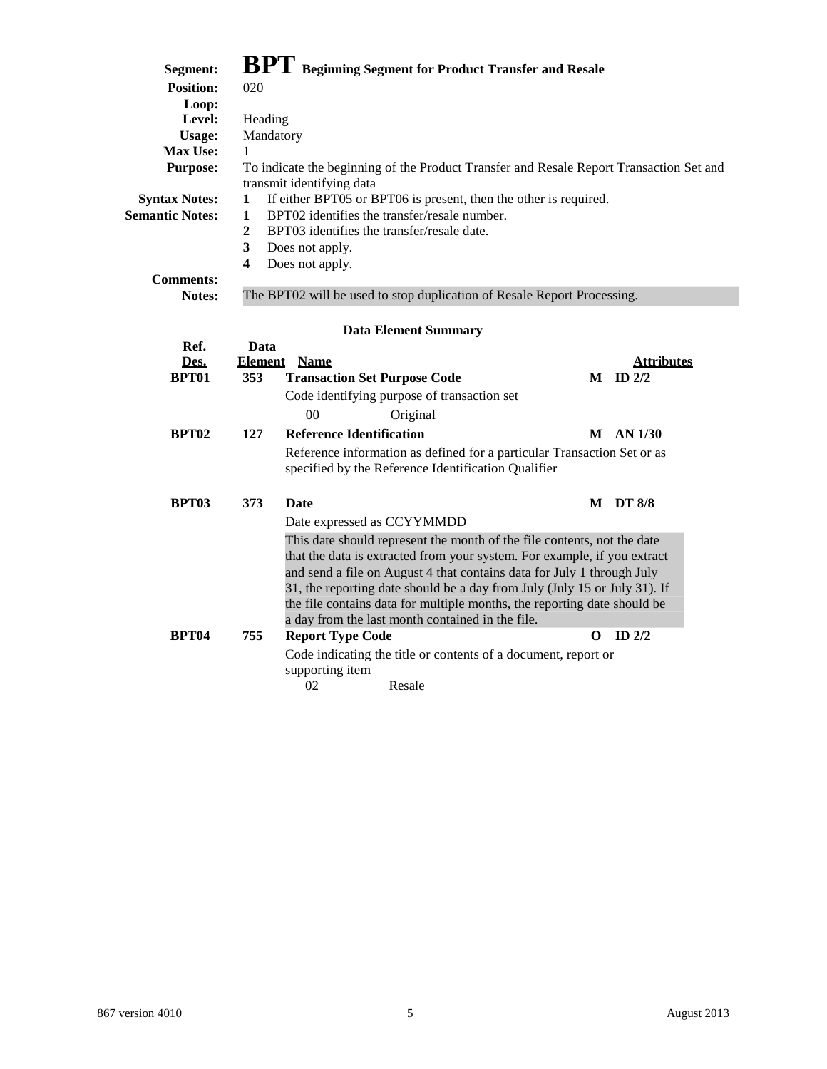# BPT Beginning Segment for Product Transfer and Resale

**Segment:** BPT Beginning Segment for Product Transfer and Resale
**Position:** 020
**Loop:**
**Level:** Heading
**Usage:** Mandatory
**Max Use:** 1
**Purpose:** To indicate the beginning of the Product Transfer and Resale Report Transaction Set and transmit identifying data

**Syntax Notes:**
1. If either BPT05 or BPT06 is present, then the other is required.

**Semantic Notes:**
1. BPT02 identifies the transfer/resale number.
2. BPT03 identifies the transfer/resale date.
3. Does not apply.
4. Does not apply.

**Comments:**

**Notes:** The BPT02 will be used to stop duplication of Resale Report Processing.

## Data Element Summary

| Ref. Des. | Data Element | Name | | Attributes |
|---|---|---|---|---|
| **BPT01** | **353** | **Transaction Set Purpose Code** | **M** | **ID 2/2** |
| | | Code identifying purpose of transaction set | | |
| | | 00 Original | | |
| **BPT02** | **127** | **Reference Identification** | **M** | **AN 1/30** |
| | | Reference information as defined for a particular Transaction Set or as specified by the Reference Identification Qualifier | | |
| **BPT03** | **373** | **Date** | **M** | **DT 8/8** |
| | | Date expressed as CCYYMMDD | | |
| | | This date should represent the month of the file contents, not the date that the data is extracted from your system. For example, if you extract and send a file on August 4 that contains data for July 1 through July 31, the reporting date should be a day from July (July 15 or July 31). If the file contains data for multiple months, the reporting date should be a day from the last month contained in the file. | | |
| **BPT04** | **755** | **Report Type Code** | **O** | **ID 2/2** |
| | | Code indicating the title or contents of a document, report or supporting item | | |
| | | 02 Resale | | |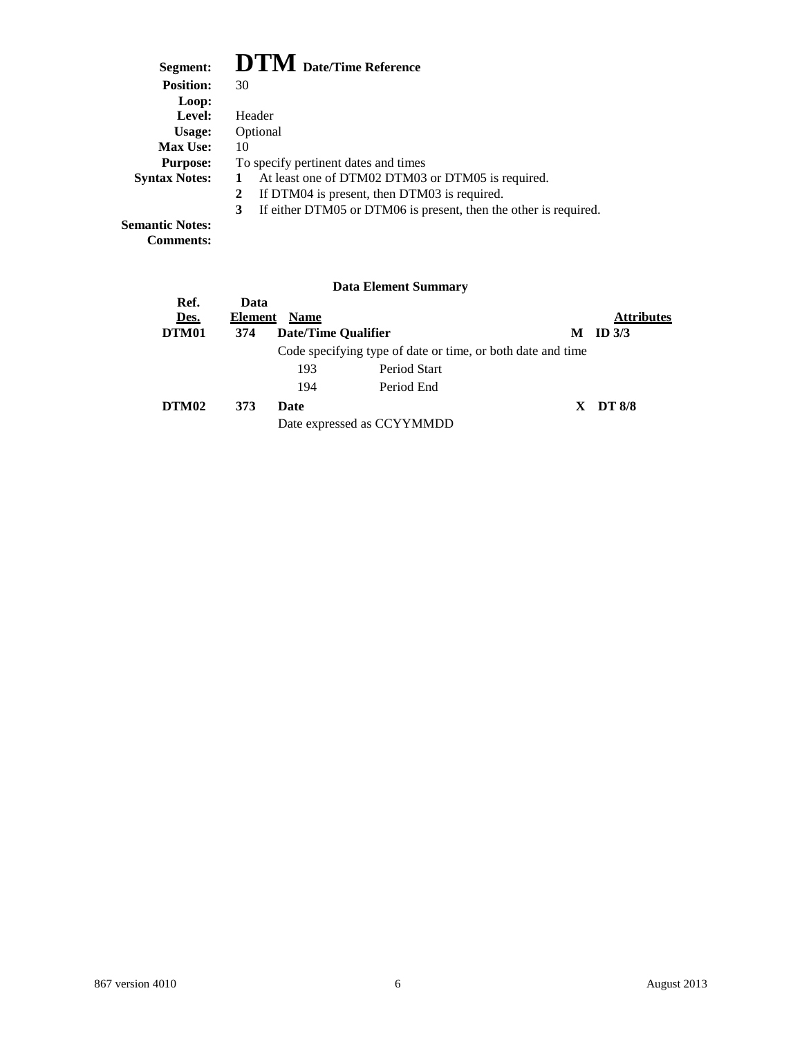# Segment: DTM Date/Time Reference

**Position:** 30

**Loop:**

**Level:** Header

**Usage:** Optional

**Max Use:** 10

**Purpose:** To specify pertinent dates and times

**Syntax Notes:**

1. At least one of DTM02 DTM03 or DTM05 is required.
2. If DTM04 is present, then DTM03 is required.
3. If either DTM05 or DTM06 is present, then the other is required.

**Semantic Notes:**

**Comments:**

### Data Element Summary

| Ref. Des. | Data Element | Name | | Attributes |
|---|---|---|---|---|
| **DTM01** | **374** | **Date/Time Qualifier** | **M** | **ID 3/3** |
| | | Code specifying type of date or time, or both date and time | | |
| | | 193 — Period Start | | |
| | | 194 — Period End | | |
| **DTM02** | **373** | **Date** | **X** | **DT 8/8** |
| | | Date expressed as CCYYMMDD | | |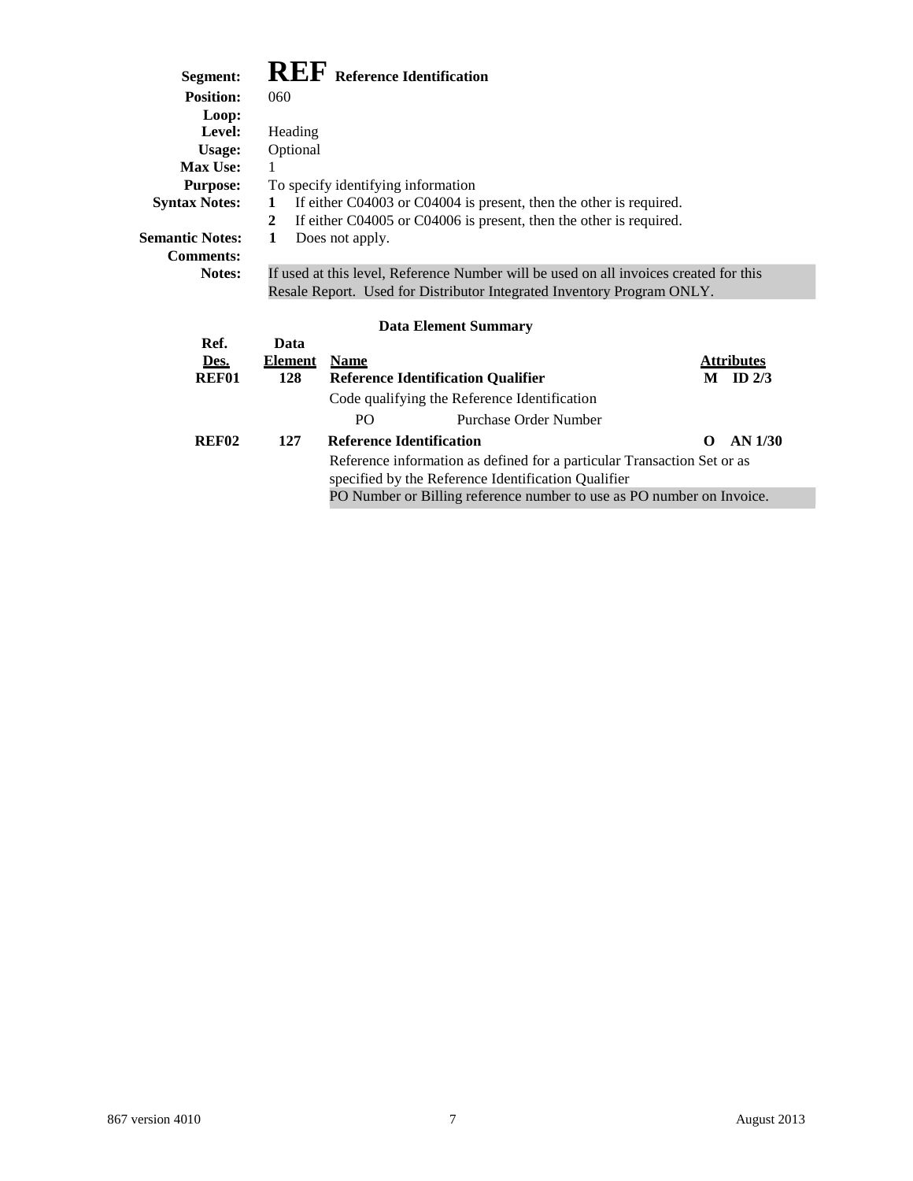**Segment:** **REF** **Reference Identification**
**Position:** 060
**Loop:**
**Level:** Heading
**Usage:** Optional
**Max Use:** 1
**Purpose:** To specify identifying information
**Syntax Notes:**
1. If either C04003 or C04004 is present, then the other is required.
2. If either C04005 or C04006 is present, then the other is required.

**Semantic Notes:**
1. Does not apply.

**Comments:**
**Notes:** If used at this level, Reference Number will be used on all invoices created for this Resale Report. Used for Distributor Integrated Inventory Program ONLY.

### Data Element Summary

| Ref. Des. | Data Element | Name | | Attributes |
|---|---|---|---|---|
| **REF01** | **128** | **Reference Identification Qualifier** | **M** | **ID 2/3** |
| | | Code qualifying the Reference Identification | | |
| | | PO — Purchase Order Number | | |
| **REF02** | **127** | **Reference Identification** | **O** | **AN 1/30** |
| | | Reference information as defined for a particular Transaction Set or as specified by the Reference Identification Qualifier | | |
| | | PO Number or Billing reference number to use as PO number on Invoice. | | |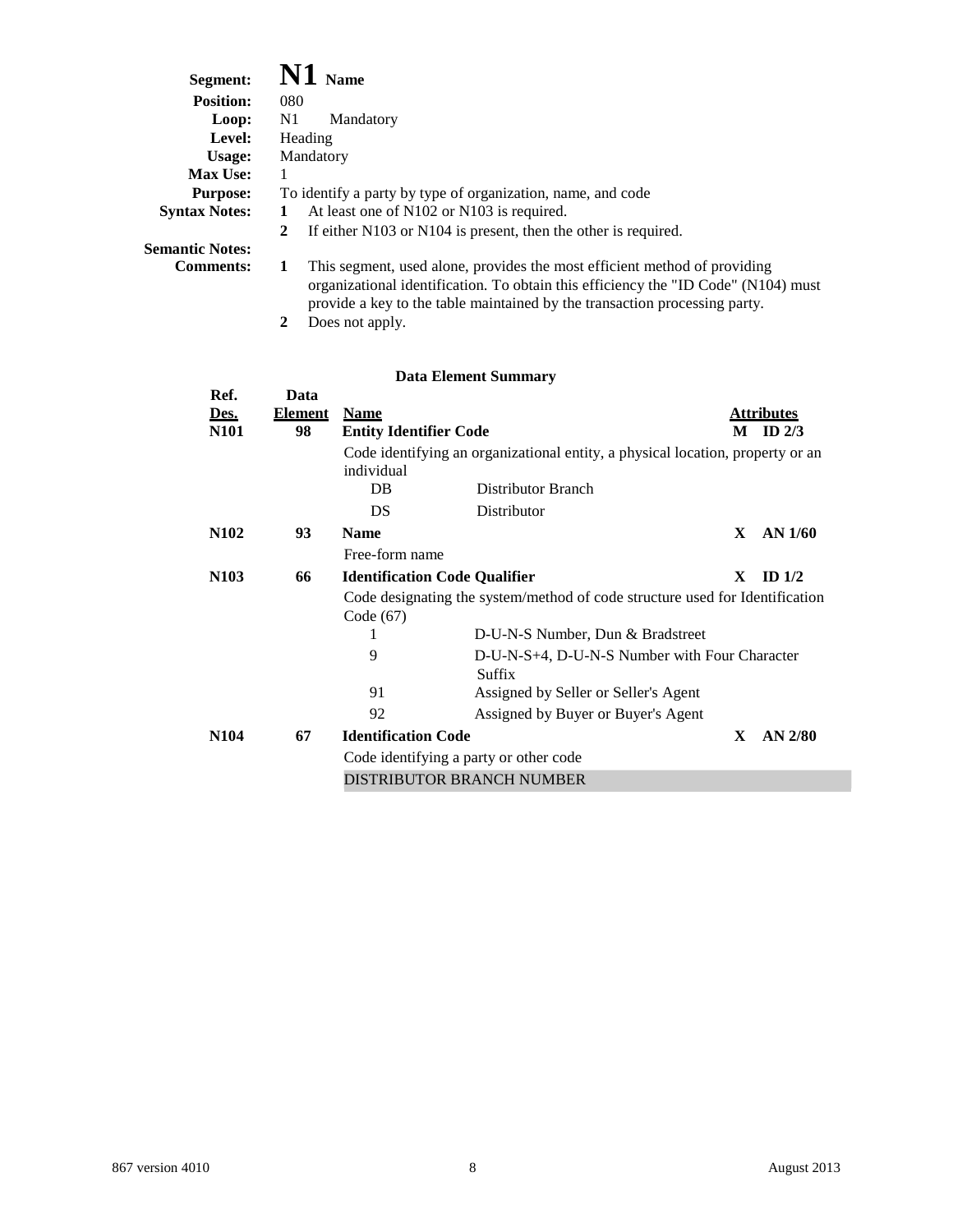**Segment:** **N1** **Name**
**Position:** 080
**Loop:** N1 Mandatory
**Level:** Heading
**Usage:** Mandatory
**Max Use:** 1
**Purpose:** To identify a party by type of organization, name, and code
**Syntax Notes:**
1. At least one of N102 or N103 is required.
2. If either N103 or N104 is present, then the other is required.

**Semantic Notes:**
**Comments:**
1. This segment, used alone, provides the most efficient method of providing organizational identification. To obtain this efficiency the "ID Code" (N104) must provide a key to the table maintained by the transaction processing party.
2. Does not apply.

**Data Element Summary**

| Ref. Des. | Data Element | Name | | Attributes | |
|---|---|---|---|---|---|
| **N101** | **98** | **Entity Identifier Code** | | **M** | **ID 2/3** |
| | | Code identifying an organizational entity, a physical location, property or an individual | | | |
| | | DB | Distributor Branch | | |
| | | DS | Distributor | | |
| **N102** | **93** | **Name** | | **X** | **AN 1/60** |
| | | Free-form name | | | |
| **N103** | **66** | **Identification Code Qualifier** | | **X** | **ID 1/2** |
| | | Code designating the system/method of code structure used for Identification Code (67) | | | |
| | | 1 | D-U-N-S Number, Dun & Bradstreet | | |
| | | 9 | D-U-N-S+4, D-U-N-S Number with Four Character Suffix | | |
| | | 91 | Assigned by Seller or Seller's Agent | | |
| | | 92 | Assigned by Buyer or Buyer's Agent | | |
| **N104** | **67** | **Identification Code** | | **X** | **AN 2/80** |
| | | Code identifying a party or other code | | | |
| | | DISTRIBUTOR BRANCH NUMBER | | | |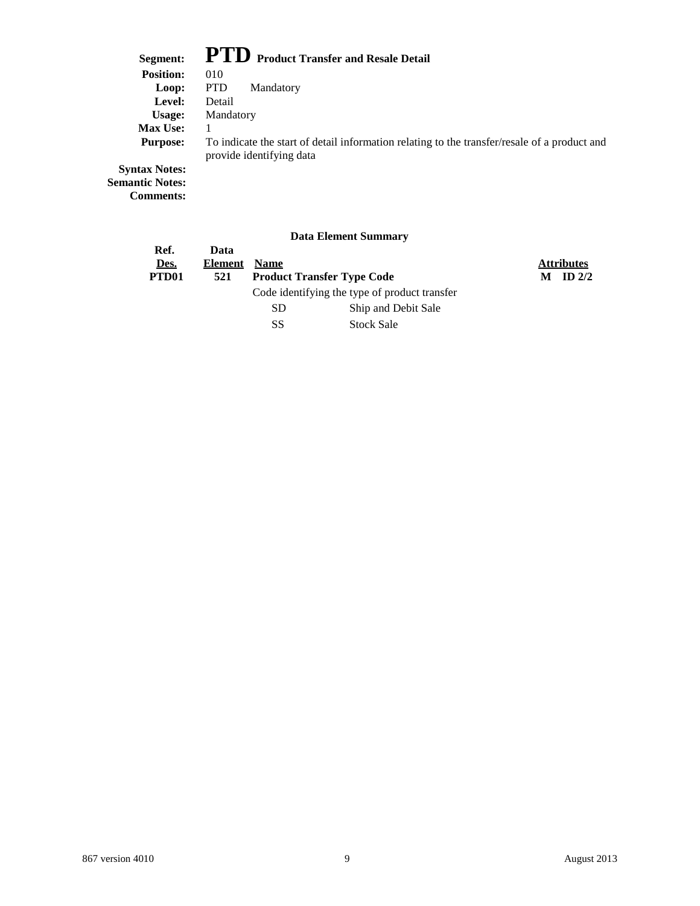**Segment:** **PTD** **Product Transfer and Resale Detail**

**Position:** 010

**Loop:** PTD Mandatory

**Level:** Detail

**Usage:** Mandatory

**Max Use:** 1

**Purpose:** To indicate the start of detail information relating to the transfer/resale of a product and provide identifying data

**Syntax Notes:**

**Semantic Notes:**

**Comments:**

### Data Element Summary

| Ref. Des. | Data Element | Name | Attributes |
|---|---|---|---|
| **PTD01** | **521** | **Product Transfer Type Code** | **M ID 2/2** |
| | | Code identifying the type of product transfer | |
| | | SD Ship and Debit Sale | |
| | | SS Stock Sale | |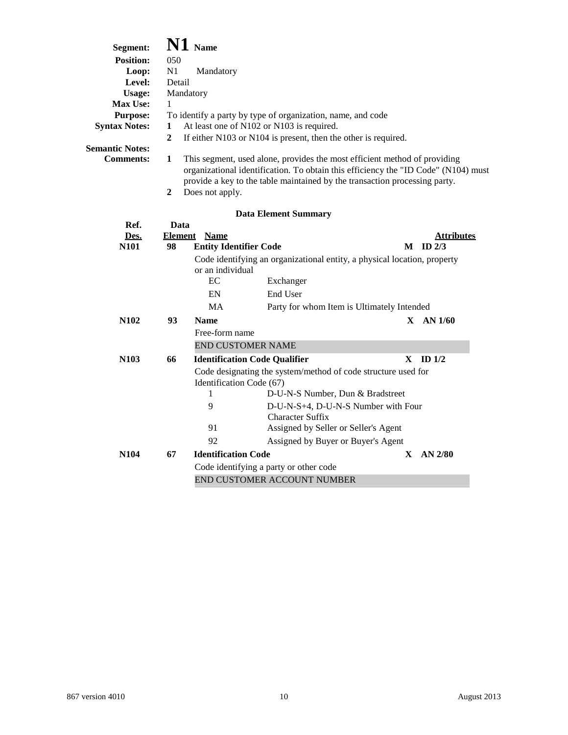**Segment:** **N1** **Name**
**Position:** 050
**Loop:** N1 Mandatory
**Level:** Detail
**Usage:** Mandatory
**Max Use:** 1
**Purpose:** To identify a party by type of organization, name, and code
**Syntax Notes:**
1. At least one of N102 or N103 is required.
2. If either N103 or N104 is present, then the other is required.

**Semantic Notes:**
**Comments:**
1. This segment, used alone, provides the most efficient method of providing organizational identification. To obtain this efficiency the "ID Code" (N104) must provide a key to the table maintained by the transaction processing party.
2. Does not apply.

**Data Element Summary**

| Ref. Des. | Data Element | Name | | Attributes |
|---|---|---|---|---|
| **N101** | **98** | **Entity Identifier Code** | | **M ID 2/3** |
| | | Code identifying an organizational entity, a physical location, property or an individual | | |
| | | EC | Exchanger | |
| | | EN | End User | |
| | | MA | Party for whom Item is Ultimately Intended | |
| **N102** | **93** | **Name** | | **X AN 1/60** |
| | | Free-form name | | |
| | | END CUSTOMER NAME | | |
| **N103** | **66** | **Identification Code Qualifier** | | **X ID 1/2** |
| | | Code designating the system/method of code structure used for Identification Code (67) | | |
| | | 1 | D-U-N-S Number, Dun & Bradstreet | |
| | | 9 | D-U-N-S+4, D-U-N-S Number with Four Character Suffix | |
| | | 91 | Assigned by Seller or Seller's Agent | |
| | | 92 | Assigned by Buyer or Buyer's Agent | |
| **N104** | **67** | **Identification Code** | | **X AN 2/80** |
| | | Code identifying a party or other code | | |
| | | END CUSTOMER ACCOUNT NUMBER | | |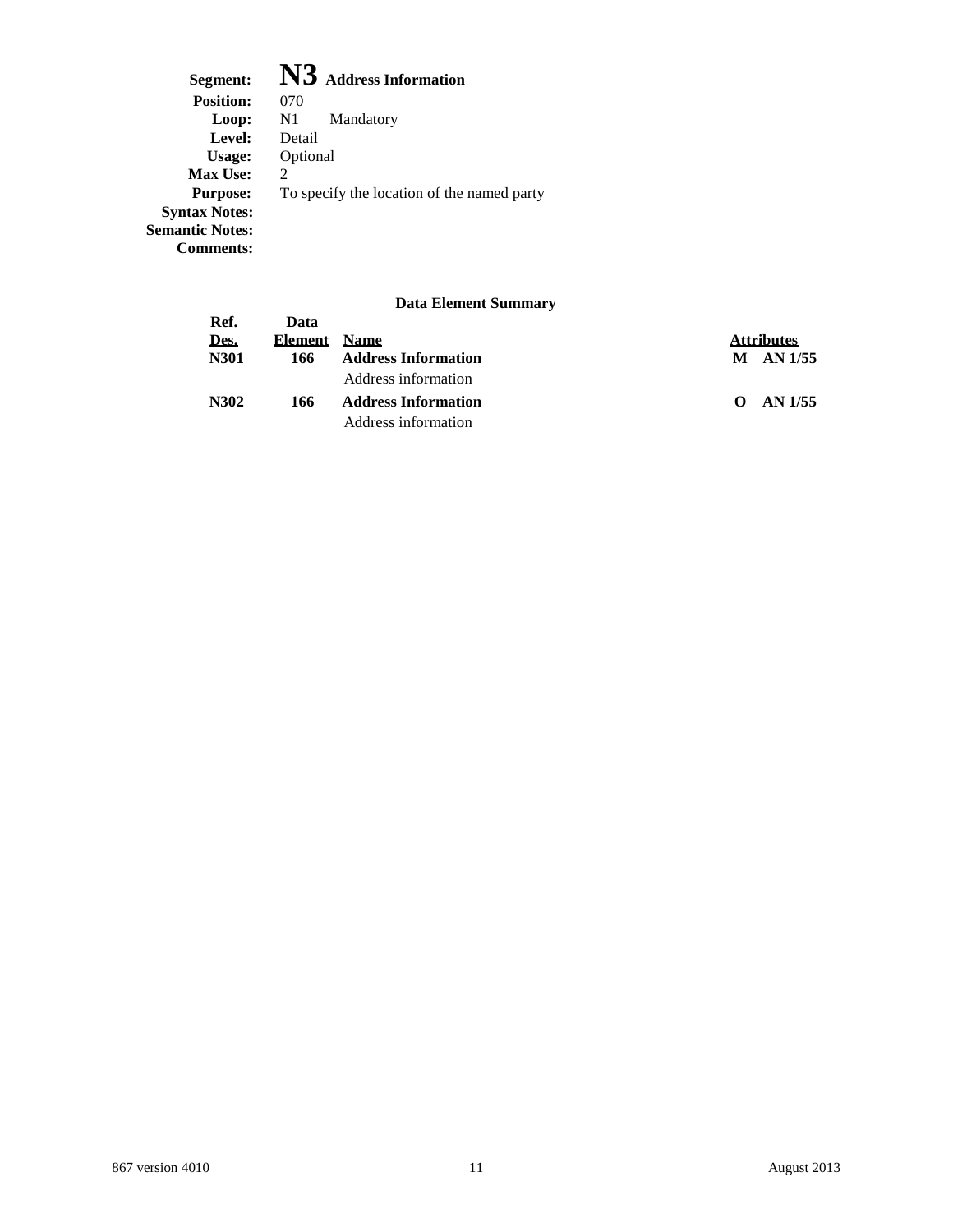**Segment:** **N3** **Address Information**
**Position:** 070
**Loop:** N1 Mandatory
**Level:** Detail
**Usage:** Optional
**Max Use:** 2
**Purpose:** To specify the location of the named party
**Syntax Notes:**
**Semantic Notes:**
**Comments:**

**Data Element Summary**

| Ref. Des. | Data Element | Name | Attributes |
|---|---|---|---|
| **N301** | **166** | **Address Information**<br>Address information | **M AN 1/55** |
| **N302** | **166** | **Address Information**<br>Address information | **O AN 1/55** |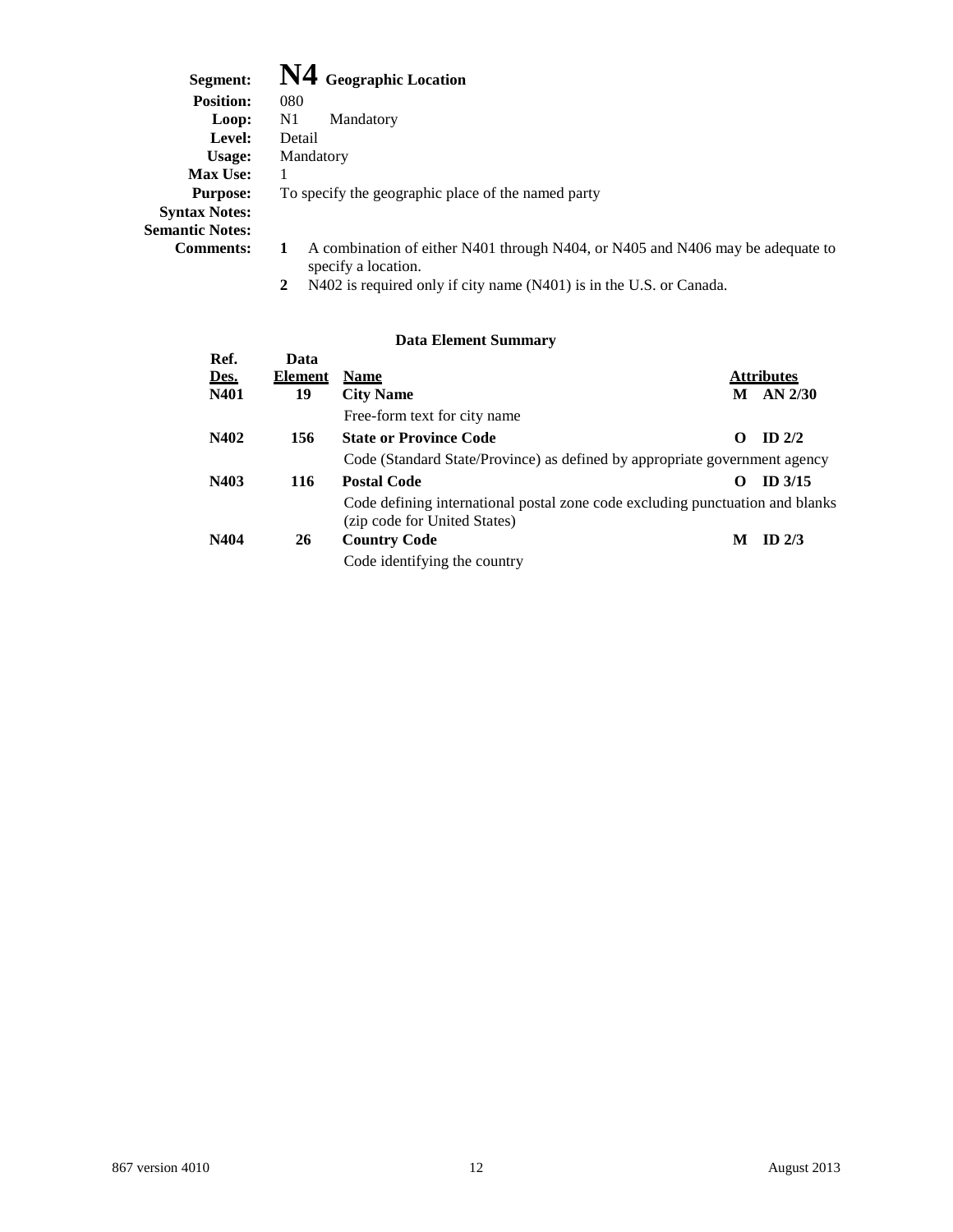**Segment:** **N4** **Geographic Location**
**Position:** 080
**Loop:** N1 Mandatory
**Level:** Detail
**Usage:** Mandatory
**Max Use:** 1
**Purpose:** To specify the geographic place of the named party
**Syntax Notes:**
**Semantic Notes:**
**Comments:**

1. A combination of either N401 through N404, or N405 and N406 may be adequate to specify a location.
2. N402 is required only if city name (N401) is in the U.S. or Canada.

### Data Element Summary

| Ref. Des. | Data Element | Name | | Attributes |
|---|---|---|---|---|
| **N401** | **19** | **City Name** | **M** | **AN 2/30** |
| | | Free-form text for city name | | |
| **N402** | **156** | **State or Province Code** | **O** | **ID 2/2** |
| | | Code (Standard State/Province) as defined by appropriate government agency | | |
| **N403** | **116** | **Postal Code** | **O** | **ID 3/15** |
| | | Code defining international postal zone code excluding punctuation and blanks (zip code for United States) | | |
| **N404** | **26** | **Country Code** | **M** | **ID 2/3** |
| | | Code identifying the country | | |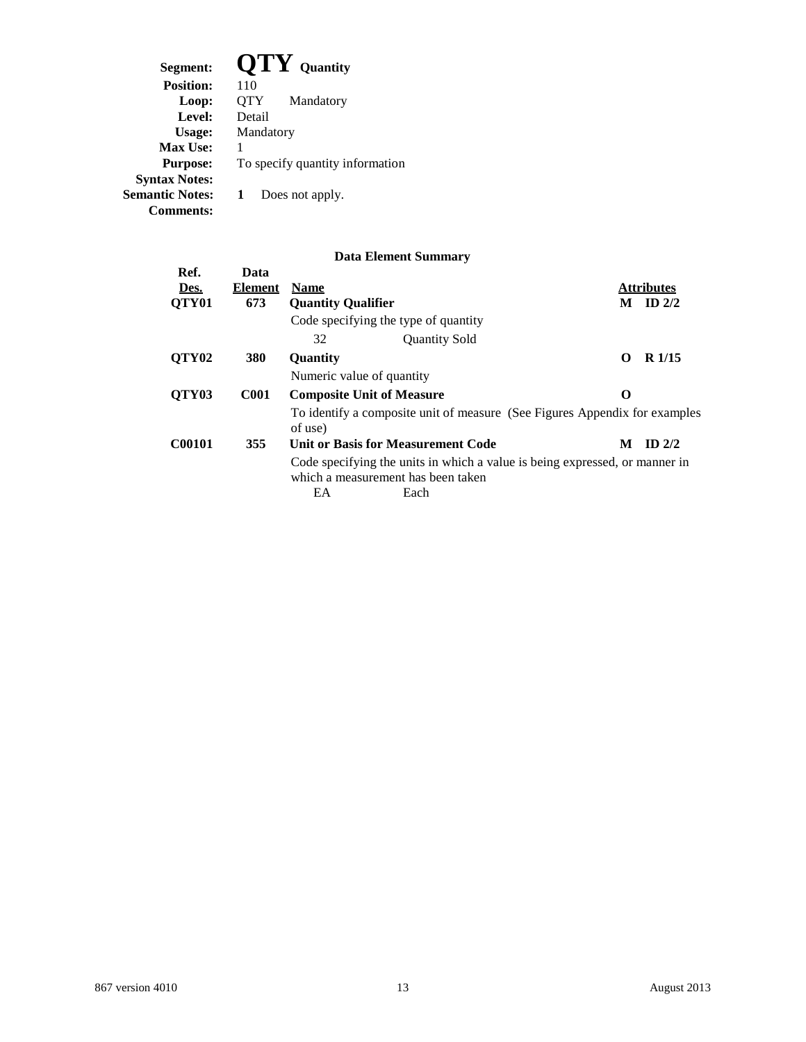**Segment:** **QTY** **Quantity**
**Position:** 110
**Loop:** QTY Mandatory
**Level:** Detail
**Usage:** Mandatory
**Max Use:** 1
**Purpose:** To specify quantity information
**Syntax Notes:**
**Semantic Notes:** **1** Does not apply.
**Comments:**

### Data Element Summary

| Ref. Des. | Data Element | Name | | Attributes | |
|---|---|---|---|---|---|
| **QTY01** | **673** | **Quantity Qualifier** | | **M** | **ID 2/2** |
| | | Code specifying the type of quantity | | | |
| | | 32 | Quantity Sold | | |
| **QTY02** | **380** | **Quantity** | | **O** | **R 1/15** |
| | | Numeric value of quantity | | | |
| **QTY03** | **C001** | **Composite Unit of Measure** | | **O** | |
| | | To identify a composite unit of measure (See Figures Appendix for examples of use) | | | |
| **C00101** | **355** | **Unit or Basis for Measurement Code** | | **M** | **ID 2/2** |
| | | Code specifying the units in which a value is being expressed, or manner in which a measurement has been taken | | | |
| | | EA | Each | | |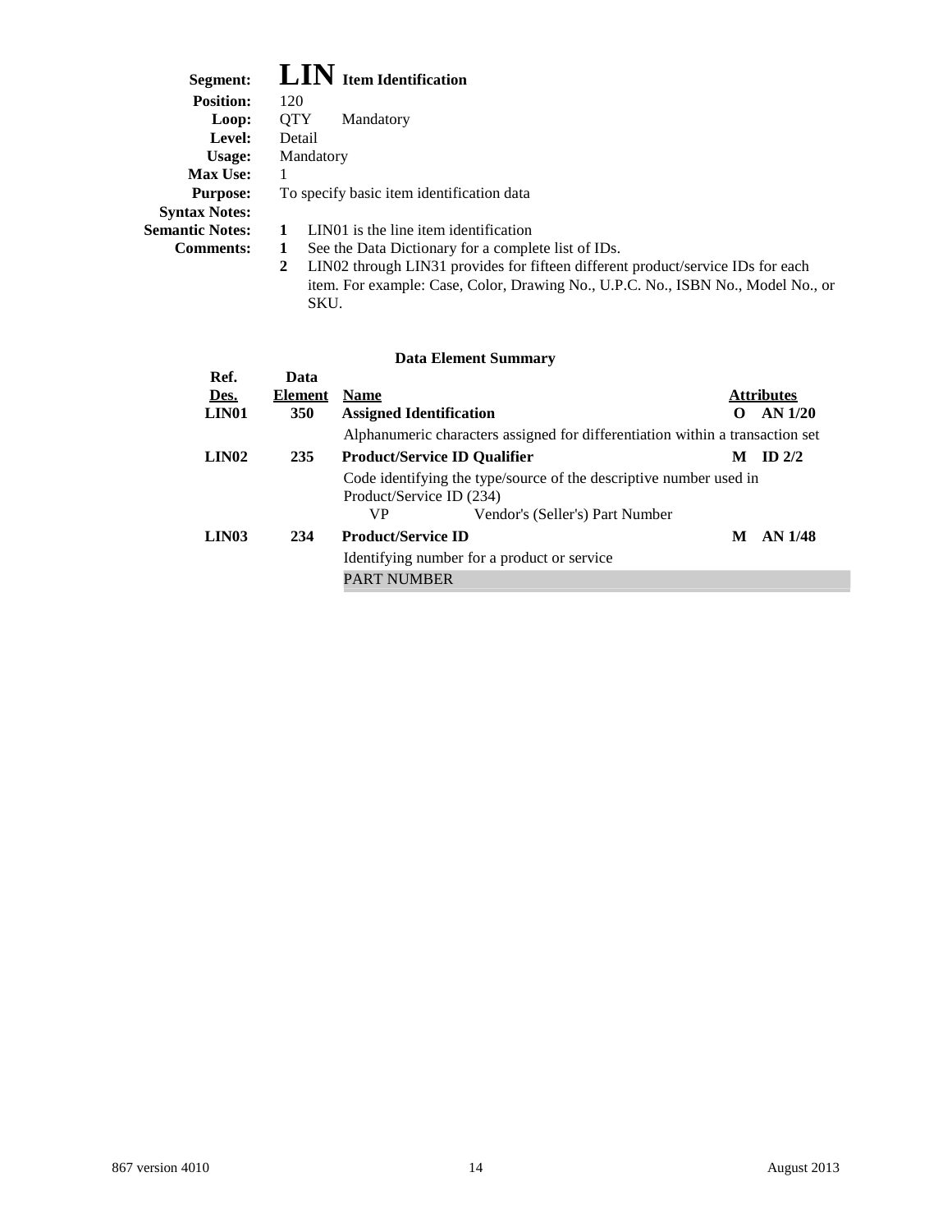**Segment:** **LIN** **Item Identification**
**Position:** 120
**Loop:** QTY Mandatory
**Level:** Detail
**Usage:** Mandatory
**Max Use:** 1
**Purpose:** To specify basic item identification data
**Syntax Notes:**
**Semantic Notes:**
1. LIN01 is the line item identification

**Comments:**
1. See the Data Dictionary for a complete list of IDs.
2. LIN02 through LIN31 provides for fifteen different product/service IDs for each item. For example: Case, Color, Drawing No., U.P.C. No., ISBN No., Model No., or SKU.

### Data Element Summary

| Ref. Des. | Data Element | Name | Attributes | |
|---|---|---|---|---|
| **LIN01** | **350** | **Assigned Identification** | **O** | **AN 1/20** |
| | | Alphanumeric characters assigned for differentiation within a transaction set | | |
| **LIN02** | **235** | **Product/Service ID Qualifier** | **M** | **ID 2/2** |
| | | Code identifying the type/source of the descriptive number used in Product/Service ID (234) | | |
| | | VP Vendor's (Seller's) Part Number | | |
| **LIN03** | **234** | **Product/Service ID** | **M** | **AN 1/48** |
| | | Identifying number for a product or service | | |
| | | PART NUMBER | | |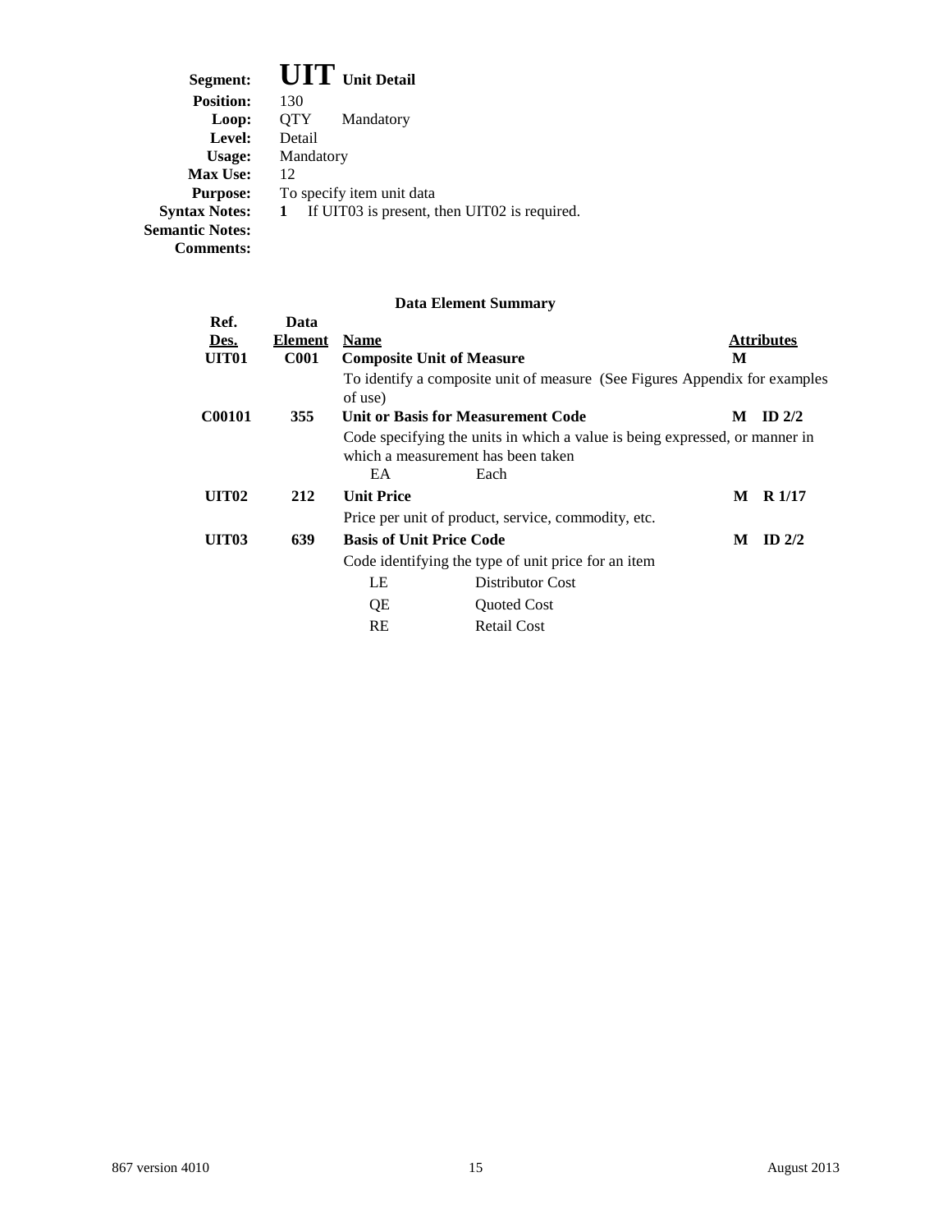**Segment:** **UIT** **Unit Detail**
**Position:** 130
**Loop:** QTY Mandatory
**Level:** Detail
**Usage:** Mandatory
**Max Use:** 12
**Purpose:** To specify item unit data
**Syntax Notes:** **1** If UIT03 is present, then UIT02 is required.
**Semantic Notes:**
**Comments:**

**Data Element Summary**

| Ref. Des. | Data Element | Name | Attributes |
|---|---|---|---|
| **UIT01** | **C001** | **Composite Unit of Measure** | **M** |
| | | To identify a composite unit of measure (See Figures Appendix for examples of use) | |
| **C00101** | **355** | **Unit or Basis for Measurement Code** | **M ID 2/2** |
| | | Code specifying the units in which a value is being expressed, or manner in which a measurement has been taken | |
| | | EA Each | |
| **UIT02** | **212** | **Unit Price** | **M R 1/17** |
| | | Price per unit of product, service, commodity, etc. | |
| **UIT03** | **639** | **Basis of Unit Price Code** | **M ID 2/2** |
| | | Code identifying the type of unit price for an item | |
| | | LE Distributor Cost | |
| | | QE Quoted Cost | |
| | | RE Retail Cost | |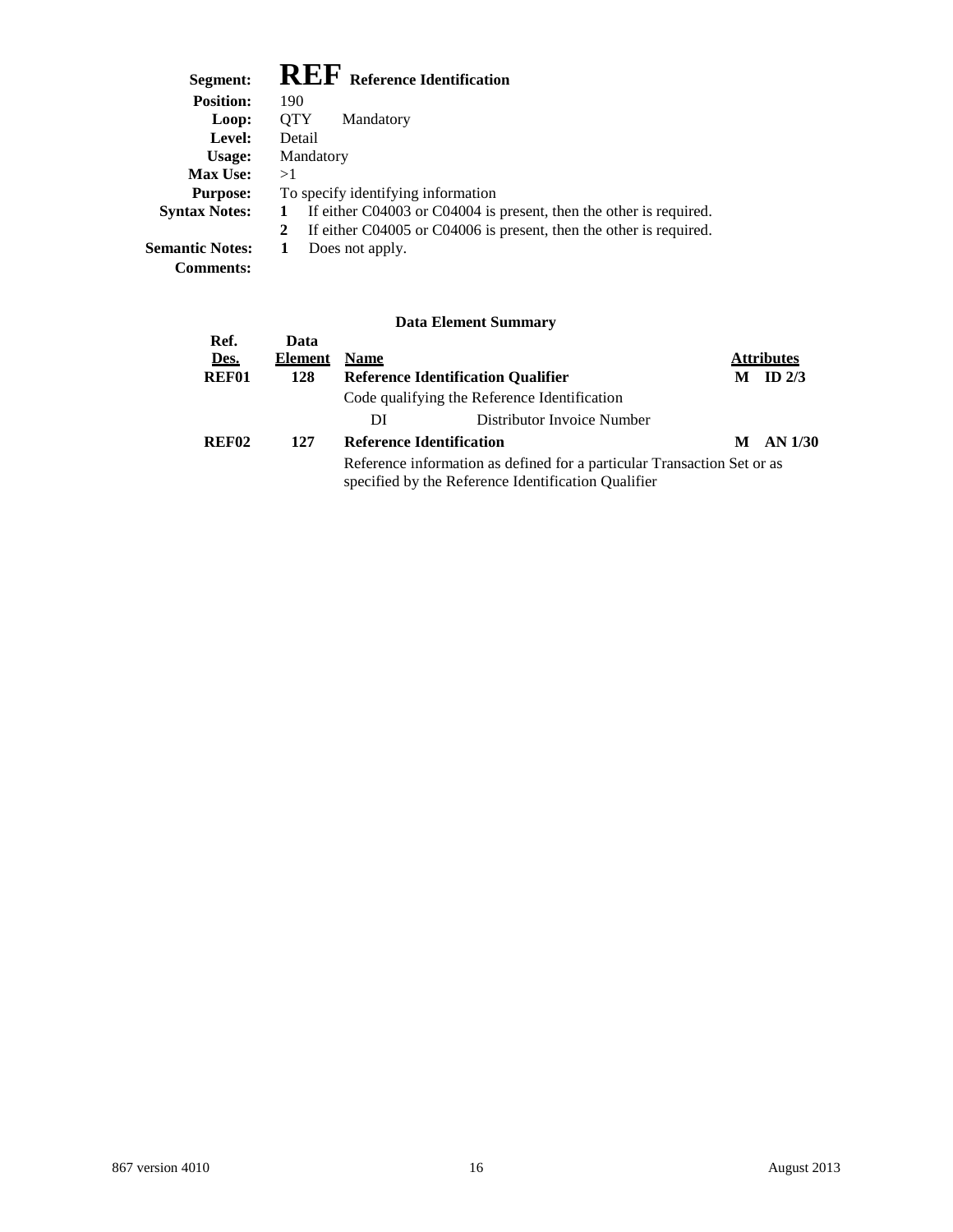**Segment:** **REF** **Reference Identification**

**Position:** 190

**Loop:** QTY Mandatory

**Level:** Detail

**Usage:** Mandatory

**Max Use:** >1

**Purpose:** To specify identifying information

**Syntax Notes:**
1. If either C04003 or C04004 is present, then the other is required.
2. If either C04005 or C04006 is present, then the other is required.

**Semantic Notes:**
1. Does not apply.

**Comments:**

### Data Element Summary

| Ref. Des. | Data Element | Name | Attributes |
|---|---|---|---|
| **REF01** | **128** | **Reference Identification Qualifier** | **M ID 2/3** |
| | | Code qualifying the Reference Identification | |
| | | DI — Distributor Invoice Number | |
| **REF02** | **127** | **Reference Identification** | **M AN 1/30** |
| | | Reference information as defined for a particular Transaction Set or as specified by the Reference Identification Qualifier | |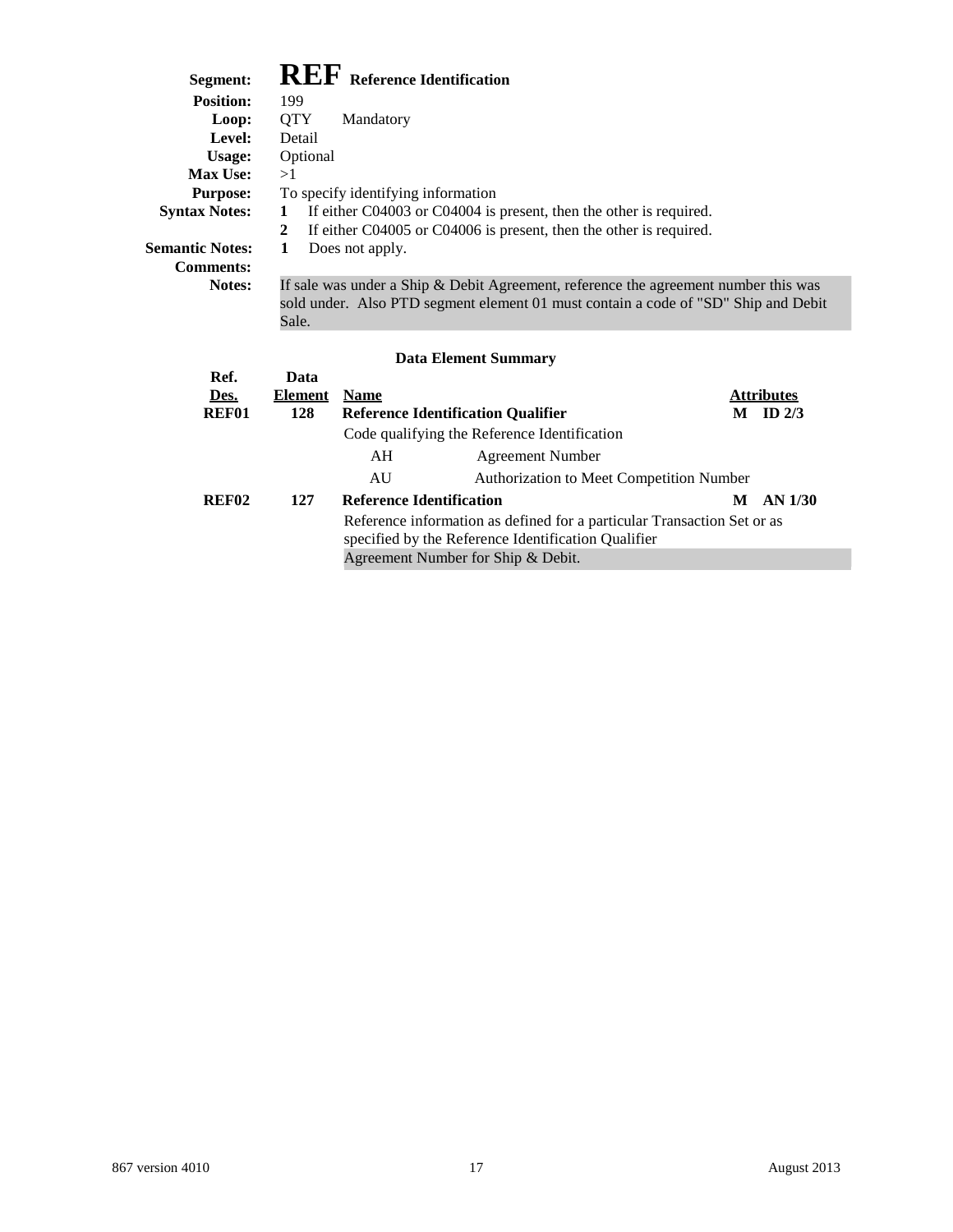**Segment:** **REF** **Reference Identification**

**Position:** 199

**Loop:** QTY Mandatory

**Level:** Detail

**Usage:** Optional

**Max Use:** >1

**Purpose:** To specify identifying information

**Syntax Notes:**
1. If either C04003 or C04004 is present, then the other is required.
2. If either C04005 or C04006 is present, then the other is required.

**Semantic Notes:**
1. Does not apply.

**Comments:**

**Notes:** If sale was under a Ship & Debit Agreement, reference the agreement number this was sold under. Also PTD segment element 01 must contain a code of "SD" Ship and Debit Sale.

**Data Element Summary**

| Ref. Des. | Data Element | Name | Attributes |
|---|---|---|---|
| **REF01** | **128** | **Reference Identification Qualifier** | **M ID 2/3** |
| | | Code qualifying the Reference Identification | |
| | | AH — Agreement Number | |
| | | AU — Authorization to Meet Competition Number | |
| **REF02** | **127** | **Reference Identification** | **M AN 1/30** |
| | | Reference information as defined for a particular Transaction Set or as specified by the Reference Identification Qualifier | |
| | | Agreement Number for Ship & Debit. | |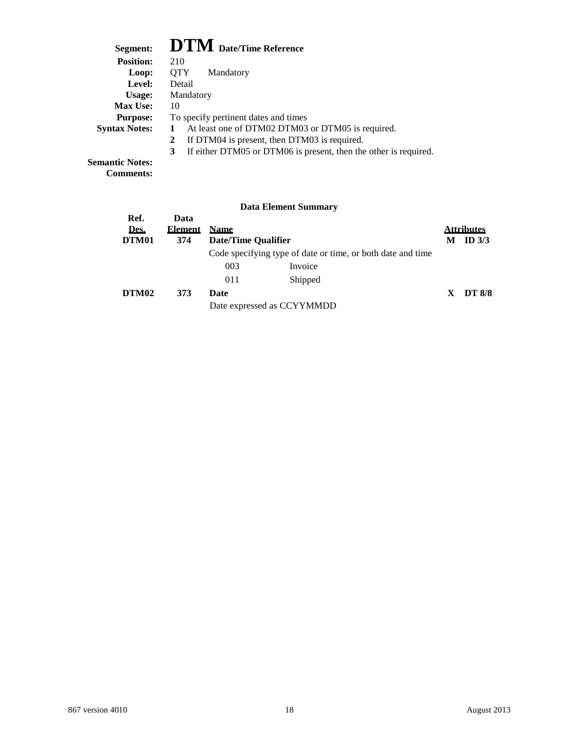**Segment:** **DTM** **Date/Time Reference**
**Position:** 210
**Loop:** QTY Mandatory
**Level:** Detail
**Usage:** Mandatory
**Max Use:** 10
**Purpose:** To specify pertinent dates and times
**Syntax Notes:**
1. At least one of DTM02 DTM03 or DTM05 is required.
2. If DTM04 is present, then DTM03 is required.
3. If either DTM05 or DTM06 is present, then the other is required.

**Semantic Notes:**
**Comments:**

### Data Element Summary

| Ref. Des. | Data Element | Name | | Attributes | |
|---|---|---|---|---|---|
| **DTM01** | **374** | **Date/Time Qualifier** | | **M** | **ID 3/3** |
| | | Code specifying type of date or time, or both date and time | | | |
| | | 003 | Invoice | | |
| | | 011 | Shipped | | |
| **DTM02** | **373** | **Date** | | **X** | **DT 8/8** |
| | | Date expressed as CCYYMMDD | | | |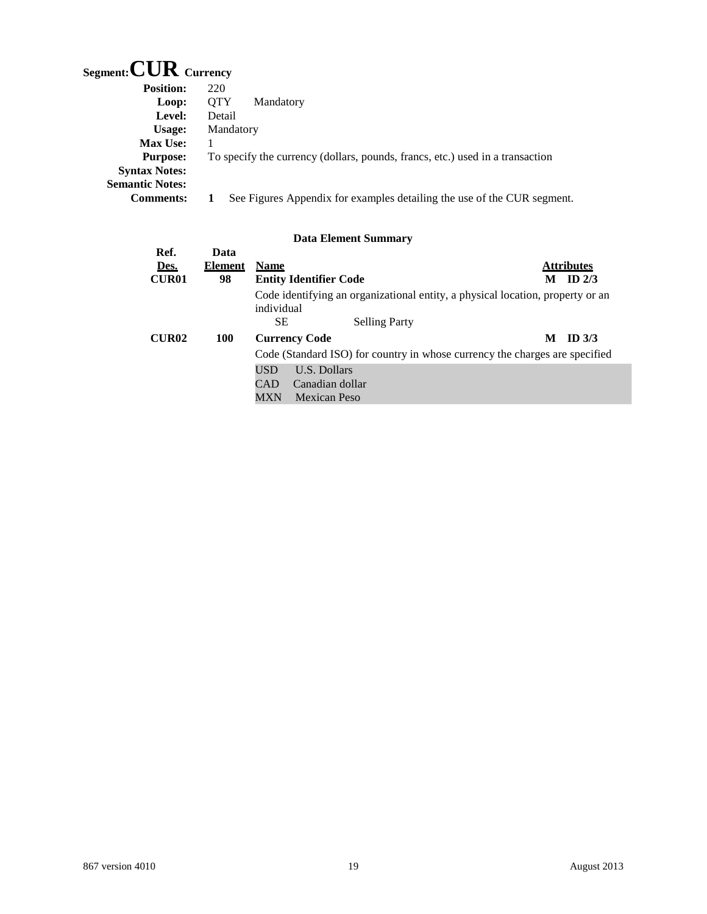# Segment: CUR Currency

**Position:** 220
**Loop:** QTY Mandatory
**Level:** Detail
**Usage:** Mandatory
**Max Use:** 1
**Purpose:** To specify the currency (dollars, pounds, francs, etc.) used in a transaction
**Syntax Notes:**
**Semantic Notes:**
**Comments:** 1 See Figures Appendix for examples detailing the use of the CUR segment.

### Data Element Summary

| Ref. Des. | Data Element | Name | Attributes |
|---|---|---|---|
| **CUR01** | **98** | **Entity Identifier Code** | **M ID 2/3** |
| | | Code identifying an organizational entity, a physical location, property or an individual | |
| | | SE Selling Party | |
| **CUR02** | **100** | **Currency Code** | **M ID 3/3** |
| | | Code (Standard ISO) for country in whose currency the charges are specified | |
| | | USD U.S. Dollars | |
| | | CAD Canadian dollar | |
| | | MXN Mexican Peso | |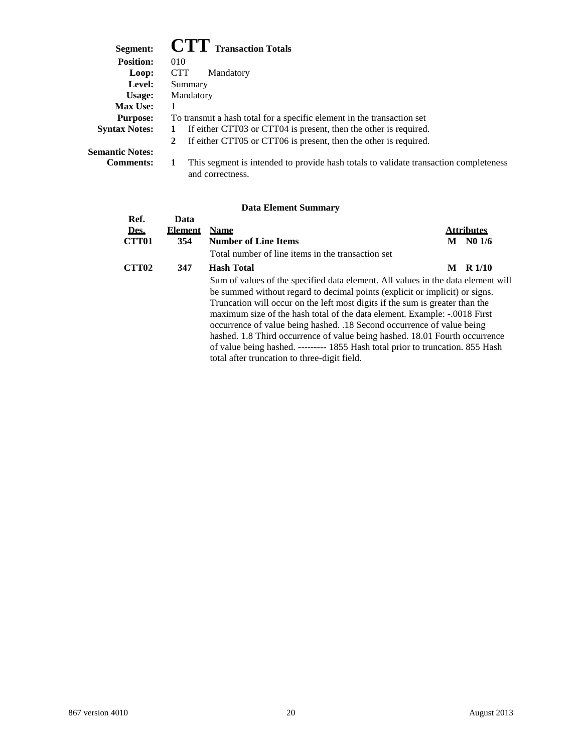**Segment:** **CTT** **Transaction Totals**
**Position:** 010
**Loop:** CTT Mandatory
**Level:** Summary
**Usage:** Mandatory
**Max Use:** 1
**Purpose:** To transmit a hash total for a specific element in the transaction set
**Syntax Notes:**
1. If either CTT03 or CTT04 is present, then the other is required.
2. If either CTT05 or CTT06 is present, then the other is required.

**Semantic Notes:**
**Comments:**
1. This segment is intended to provide hash totals to validate transaction completeness and correctness.

**Data Element Summary**

| Ref. Des. | Data Element | Name | Attributes |
|---|---|---|---|
| **CTT01** | **354** | **Number of Line Items**<br>Total number of line items in the transaction set | **M N0 1/6** |
| **CTT02** | **347** | **Hash Total**<br>Sum of values of the specified data element. All values in the data element will be summed without regard to decimal points (explicit or implicit) or signs. Truncation will occur on the left most digits if the sum is greater than the maximum size of the hash total of the data element. Example: -.0018 First occurrence of value being hashed. .18 Second occurrence of value being hashed. 1.8 Third occurrence of value being hashed. 18.01 Fourth occurrence of value being hashed. --------- 1855 Hash total prior to truncation. 855 Hash total after truncation to three-digit field. | **M R 1/10** |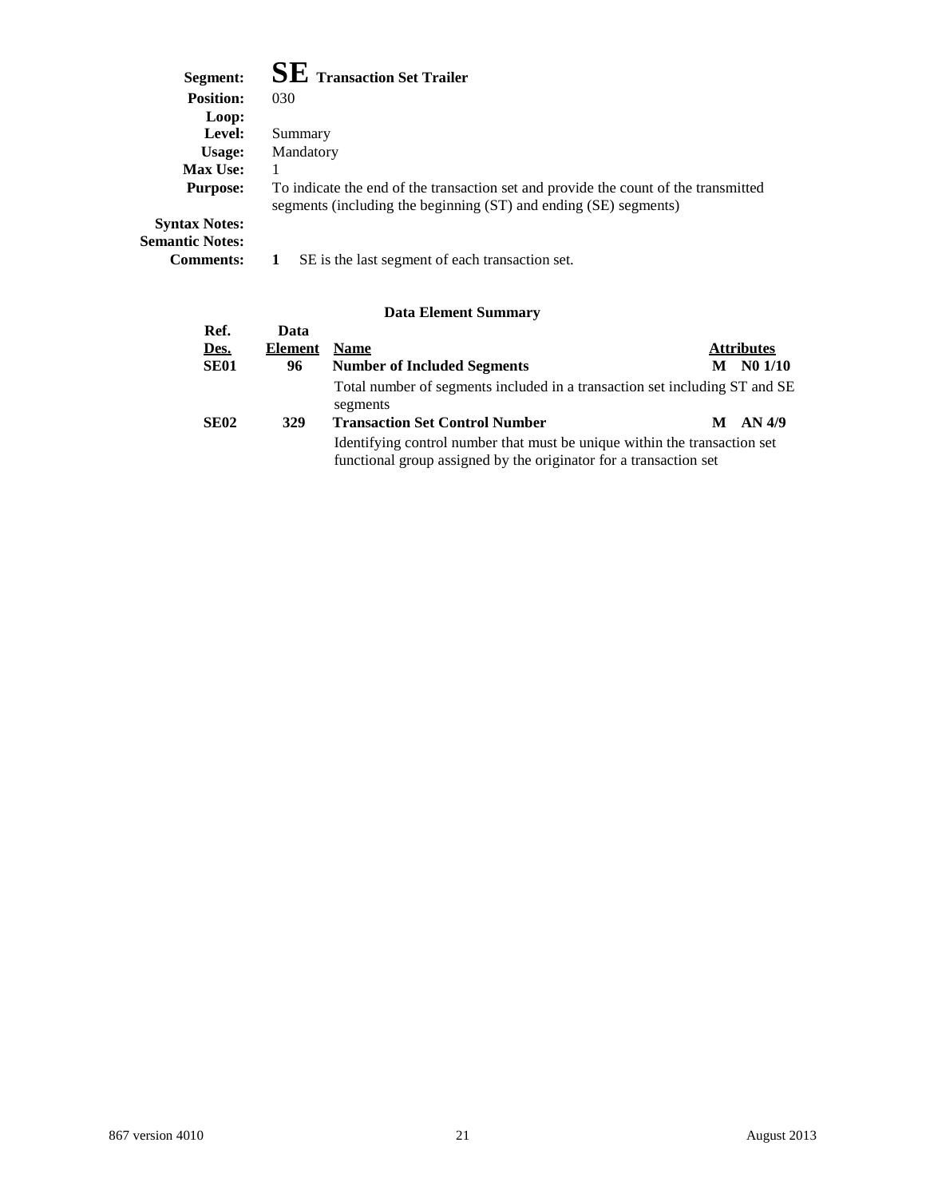**Segment:** **SE** **Transaction Set Trailer**
**Position:** 030
**Loop:**
**Level:** Summary
**Usage:** Mandatory
**Max Use:** 1
**Purpose:** To indicate the end of the transaction set and provide the count of the transmitted segments (including the beginning (ST) and ending (SE) segments)
**Syntax Notes:**
**Semantic Notes:**
**Comments:** **1** SE is the last segment of each transaction set.

### Data Element Summary

| Ref. Des. | Data Element | Name | Attributes |
|---|---|---|---|
| **SE01** | **96** | **Number of Included Segments** | **M N0 1/10** |
| | | Total number of segments included in a transaction set including ST and SE segments | |
| **SE02** | **329** | **Transaction Set Control Number** | **M AN 4/9** |
| | | Identifying control number that must be unique within the transaction set functional group assigned by the originator for a transaction set | |